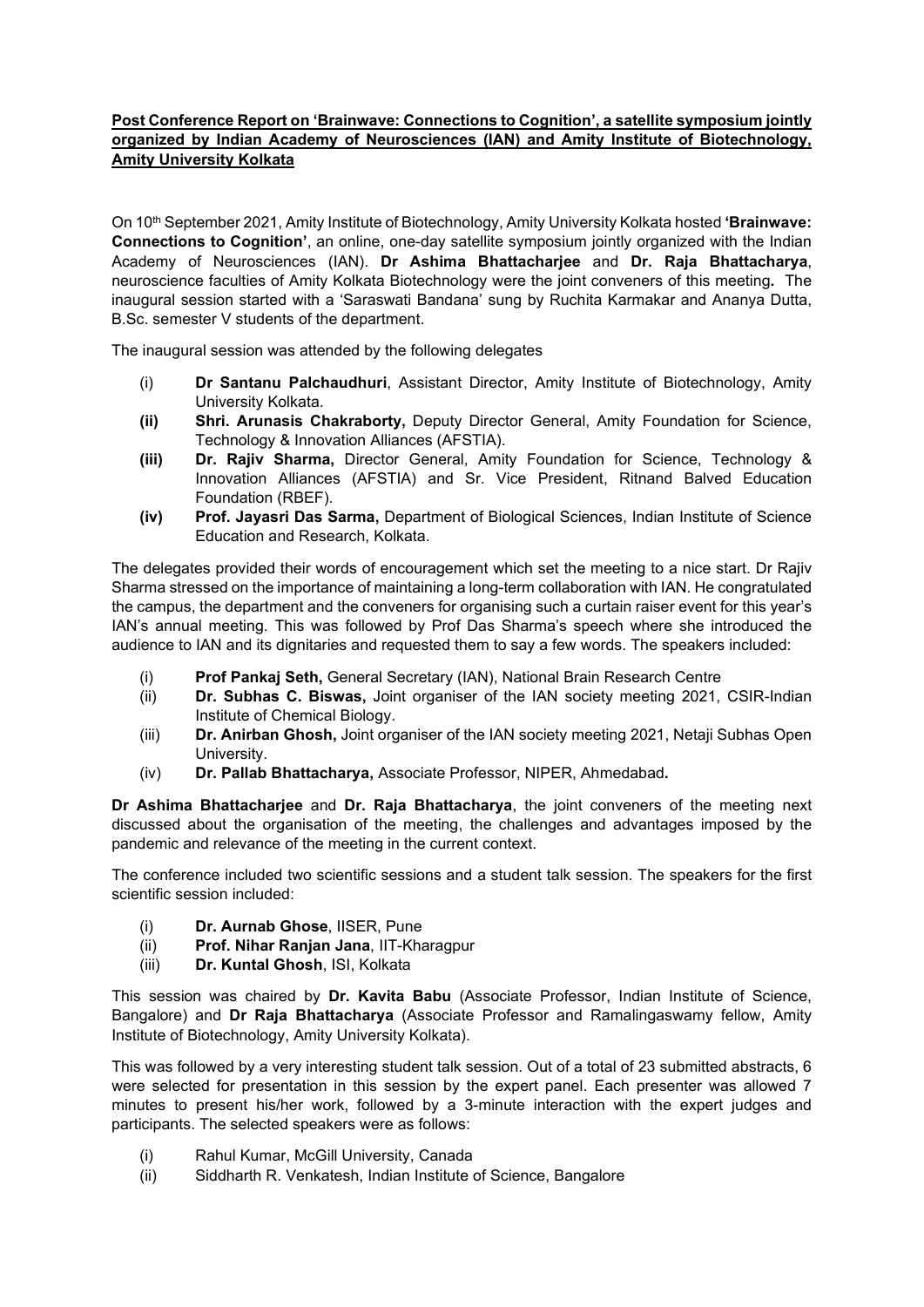**Post Conference Report on 'Brainwave: Connections to Cognition', a satellite symposium jointly organized by Indian Academy of Neurosciences (IAN) and Amity Institute of Biotechnology, Amity University Kolkata**

On 10th September 2021, Amity Institute of Biotechnology, Amity University Kolkata hosted **'Brainwave: Connections to Cognition'**, an online, one-day satellite symposium jointly organized with the Indian Academy of Neurosciences (IAN). **Dr Ashima Bhattacharjee** and **Dr. Raja Bhattacharya**, neuroscience faculties of Amity Kolkata Biotechnology were the joint conveners of this meeting**.** The inaugural session started with a 'Saraswati Bandana' sung by Ruchita Karmakar and Ananya Dutta, B.Sc. semester V students of the department.

The inaugural session was attended by the following delegates

(i) **Dr Santanu Palchaudhuri**, Assistant Director, Amity Institute of Biotechnology, Amity University Kolkata.

**(ii) Shri. Arunasis Chakraborty,** Deputy Director General, Amity Foundation for Science, Technology & Innovation Alliances (AFSTIA).

**(iii) Dr. Rajiv Sharma,** Director General, Amity Foundation for Science, Technology & Innovation Alliances (AFSTIA) and Sr. Vice President, Ritnand Balved Education Foundation (RBEF).

**(iv) Prof. Jayasri Das Sarma,** Department of Biological Sciences, Indian Institute of Science Education and Research, Kolkata.

The delegates provided their words of encouragement which set the meeting to a nice start. Dr Rajiv Sharma stressed on the importance of maintaining a long-term collaboration with IAN. He congratulated the campus, the department and the conveners for organising such a curtain raiser event for this year's IAN's annual meeting. This was followed by Prof Das Sharma's speech where she introduced the audience to IAN and its dignitaries and requested them to say a few words. The speakers included:

(i) **Prof Pankaj Seth,** General Secretary (IAN), National Brain Research Centre

(ii) **Dr. Subhas C. Biswas,** Joint organiser of the IAN society meeting 2021, CSIR-Indian Institute of Chemical Biology.

(iii) **Dr. Anirban Ghosh,** Joint organiser of the IAN society meeting 2021, Netaji Subhas Open University.

(iv) **Dr. Pallab Bhattacharya,** Associate Professor, NIPER, Ahmedabad**.**

**Dr Ashima Bhattacharjee** and **Dr. Raja Bhattacharya**, the joint conveners of the meeting next discussed about the organisation of the meeting, the challenges and advantages imposed by the pandemic and relevance of the meeting in the current context.

The conference included two scientific sessions and a student talk session. The speakers for the first scientific session included:

(i) **Dr. Aurnab Ghose**, IISER, Pune

(ii) **Prof. Nihar Ranjan Jana**, IIT-Kharagpur

(iii) **Dr. Kuntal Ghosh**, ISI, Kolkata

This session was chaired by **Dr. Kavita Babu** (Associate Professor, Indian Institute of Science, Bangalore) and **Dr Raja Bhattacharya** (Associate Professor and Ramalingaswamy fellow, Amity Institute of Biotechnology, Amity University Kolkata).

This was followed by a very interesting student talk session. Out of a total of 23 submitted abstracts, 6 were selected for presentation in this session by the expert panel. Each presenter was allowed 7 minutes to present his/her work, followed by a 3-minute interaction with the expert judges and participants. The selected speakers were as follows:

(i) Rahul Kumar, McGill University, Canada

(ii) Siddharth R. Venkatesh, Indian Institute of Science, Bangalore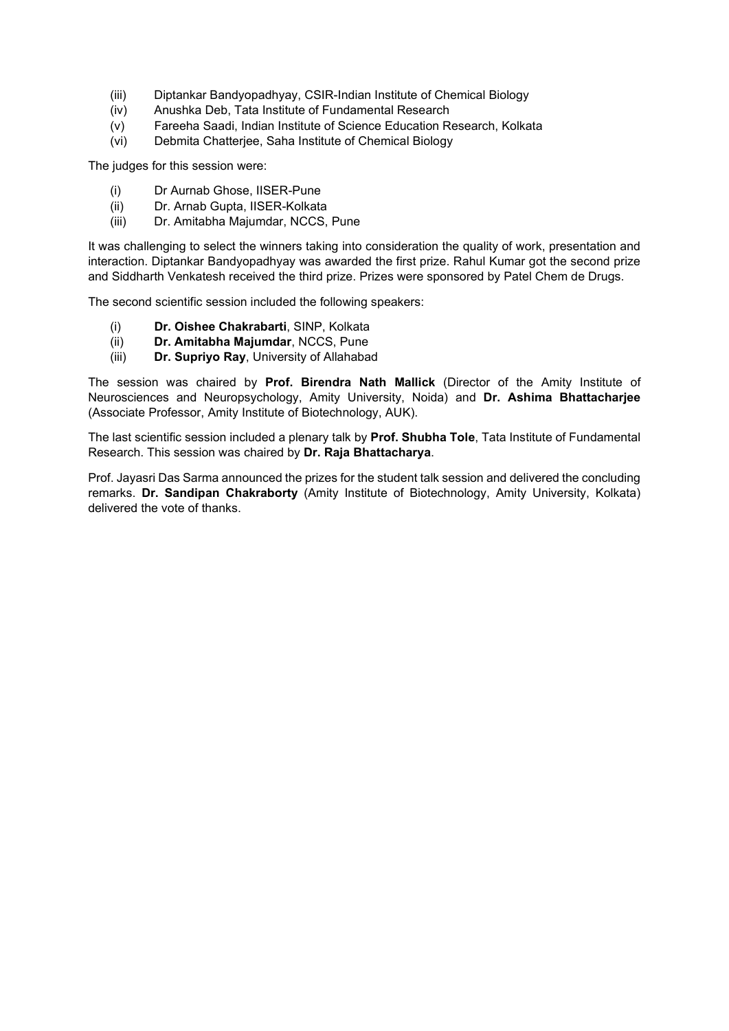(iii) Diptankar Bandyopadhyay, CSIR-Indian Institute of Chemical Biology
(iv) Anushka Deb, Tata Institute of Fundamental Research
(v) Fareeha Saadi, Indian Institute of Science Education Research, Kolkata
(vi) Debmita Chatterjee, Saha Institute of Chemical Biology

The judges for this session were:

(i) Dr Aurnab Ghose, IISER-Pune
(ii) Dr. Arnab Gupta, IISER-Kolkata
(iii) Dr. Amitabha Majumdar, NCCS, Pune

It was challenging to select the winners taking into consideration the quality of work, presentation and interaction. Diptankar Bandyopadhyay was awarded the first prize. Rahul Kumar got the second prize and Siddharth Venkatesh received the third prize. Prizes were sponsored by Patel Chem de Drugs.

The second scientific session included the following speakers:

(i) **Dr. Oishee Chakrabarti**, SINP, Kolkata
(ii) **Dr. Amitabha Majumdar**, NCCS, Pune
(iii) **Dr. Supriyo Ray**, University of Allahabad

The session was chaired by **Prof. Birendra Nath Mallick** (Director of the Amity Institute of Neurosciences and Neuropsychology, Amity University, Noida) and **Dr. Ashima Bhattacharjee** (Associate Professor, Amity Institute of Biotechnology, AUK).

The last scientific session included a plenary talk by **Prof. Shubha Tole**, Tata Institute of Fundamental Research. This session was chaired by **Dr. Raja Bhattacharya**.

Prof. Jayasri Das Sarma announced the prizes for the student talk session and delivered the concluding remarks. **Dr. Sandipan Chakraborty** (Amity Institute of Biotechnology, Amity University, Kolkata) delivered the vote of thanks.